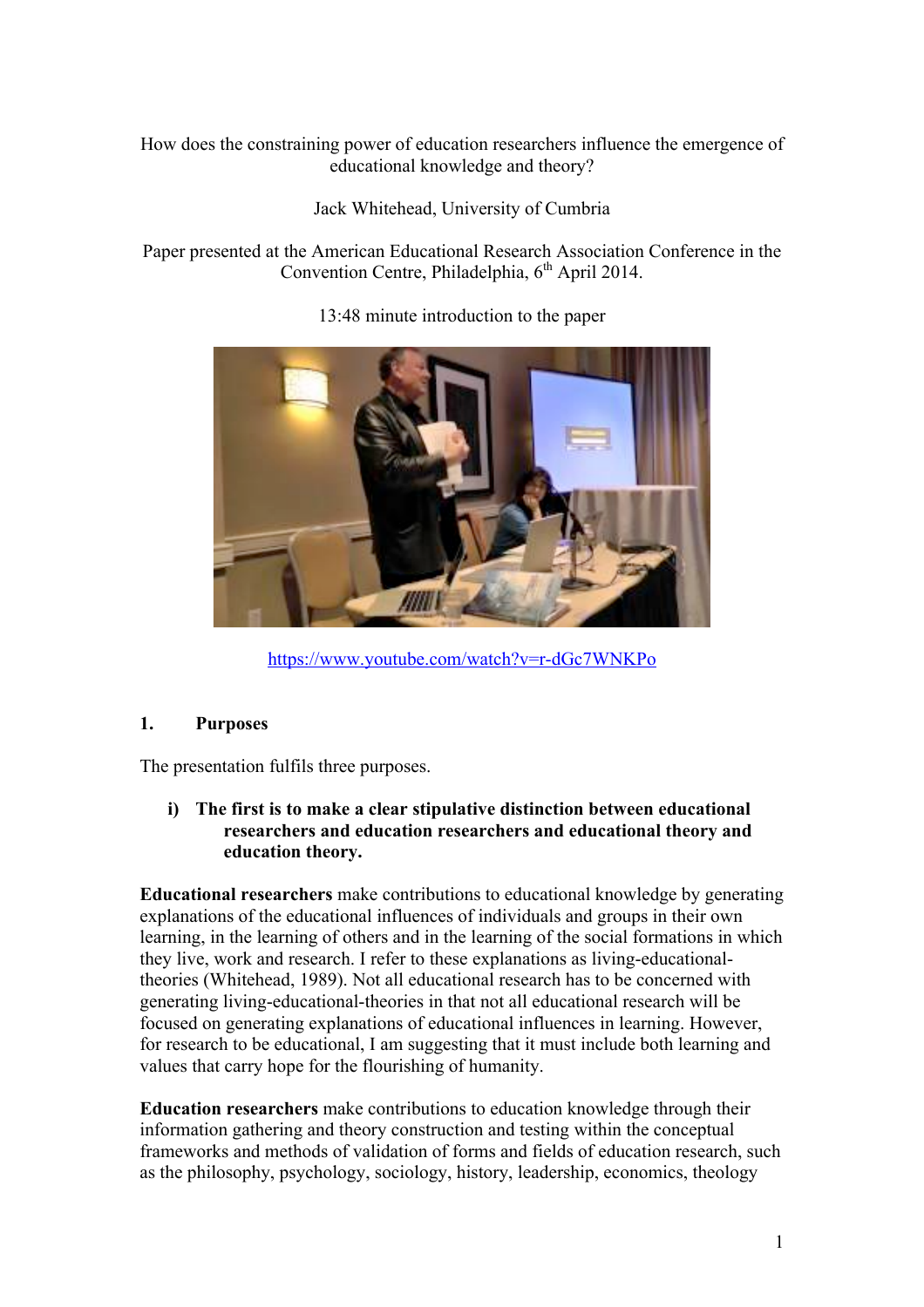How does the constraining power of education researchers influence the emergence of educational knowledge and theory?

Jack Whitehead, University of Cumbria

Paper presented at the American Educational Research Association Conference in the Convention Centre, Philadelphia, 6th April 2014.

13:48 minute introduction to the paper

https://www.youtube.com/watch?v=r-dGc7WNKPo

## 1. Purposes

The presentation fulfils three purposes.

**i) The first is to make a clear stipulative distinction between educational researchers and education researchers and educational theory and education theory.**

**Educational researchers** make contributions to educational knowledge by generating explanations of the educational influences of individuals and groups in their own learning, in the learning of others and in the learning of the social formations in which they live, work and research. I refer to these explanations as living-educational-theories (Whitehead, 1989). Not all educational research has to be concerned with generating living-educational-theories in that not all educational research will be focused on generating explanations of educational influences in learning. However, for research to be educational, I am suggesting that it must include both learning and values that carry hope for the flourishing of humanity.

**Education researchers** make contributions to education knowledge through their information gathering and theory construction and testing within the conceptual frameworks and methods of validation of forms and fields of education research, such as the philosophy, psychology, sociology, history, leadership, economics, theology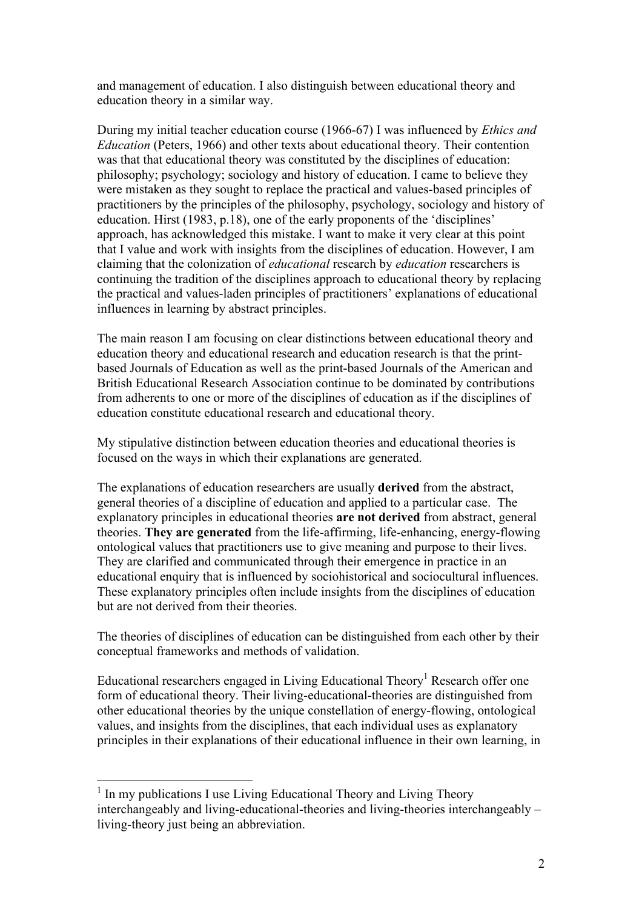and management of education. I also distinguish between educational theory and education theory in a similar way.

During my initial teacher education course (1966-67) I was influenced by *Ethics and Education* (Peters, 1966) and other texts about educational theory. Their contention was that that educational theory was constituted by the disciplines of education: philosophy; psychology; sociology and history of education. I came to believe they were mistaken as they sought to replace the practical and values-based principles of practitioners by the principles of the philosophy, psychology, sociology and history of education. Hirst (1983, p.18), one of the early proponents of the 'disciplines' approach, has acknowledged this mistake. I want to make it very clear at this point that I value and work with insights from the disciplines of education. However, I am claiming that the colonization of *educational* research by *education* researchers is continuing the tradition of the disciplines approach to educational theory by replacing the practical and values-laden principles of practitioners' explanations of educational influences in learning by abstract principles.

The main reason I am focusing on clear distinctions between educational theory and education theory and educational research and education research is that the print-based Journals of Education as well as the print-based Journals of the American and British Educational Research Association continue to be dominated by contributions from adherents to one or more of the disciplines of education as if the disciplines of education constitute educational research and educational theory.

My stipulative distinction between education theories and educational theories is focused on the ways in which their explanations are generated.

The explanations of education researchers are usually **derived** from the abstract, general theories of a discipline of education and applied to a particular case. The explanatory principles in educational theories **are not derived** from abstract, general theories. **They are generated** from the life-affirming, life-enhancing, energy-flowing ontological values that practitioners use to give meaning and purpose to their lives. They are clarified and communicated through their emergence in practice in an educational enquiry that is influenced by sociohistorical and sociocultural influences. These explanatory principles often include insights from the disciplines of education but are not derived from their theories.

The theories of disciplines of education can be distinguished from each other by their conceptual frameworks and methods of validation.

Educational researchers engaged in Living Educational Theory[1] Research offer one form of educational theory. Their living-educational-theories are distinguished from other educational theories by the unique constellation of energy-flowing, ontological values, and insights from the disciplines, that each individual uses as explanatory principles in their explanations of their educational influence in their own learning, in

[1] In my publications I use Living Educational Theory and Living Theory interchangeably and living-educational-theories and living-theories interchangeably – living-theory just being an abbreviation.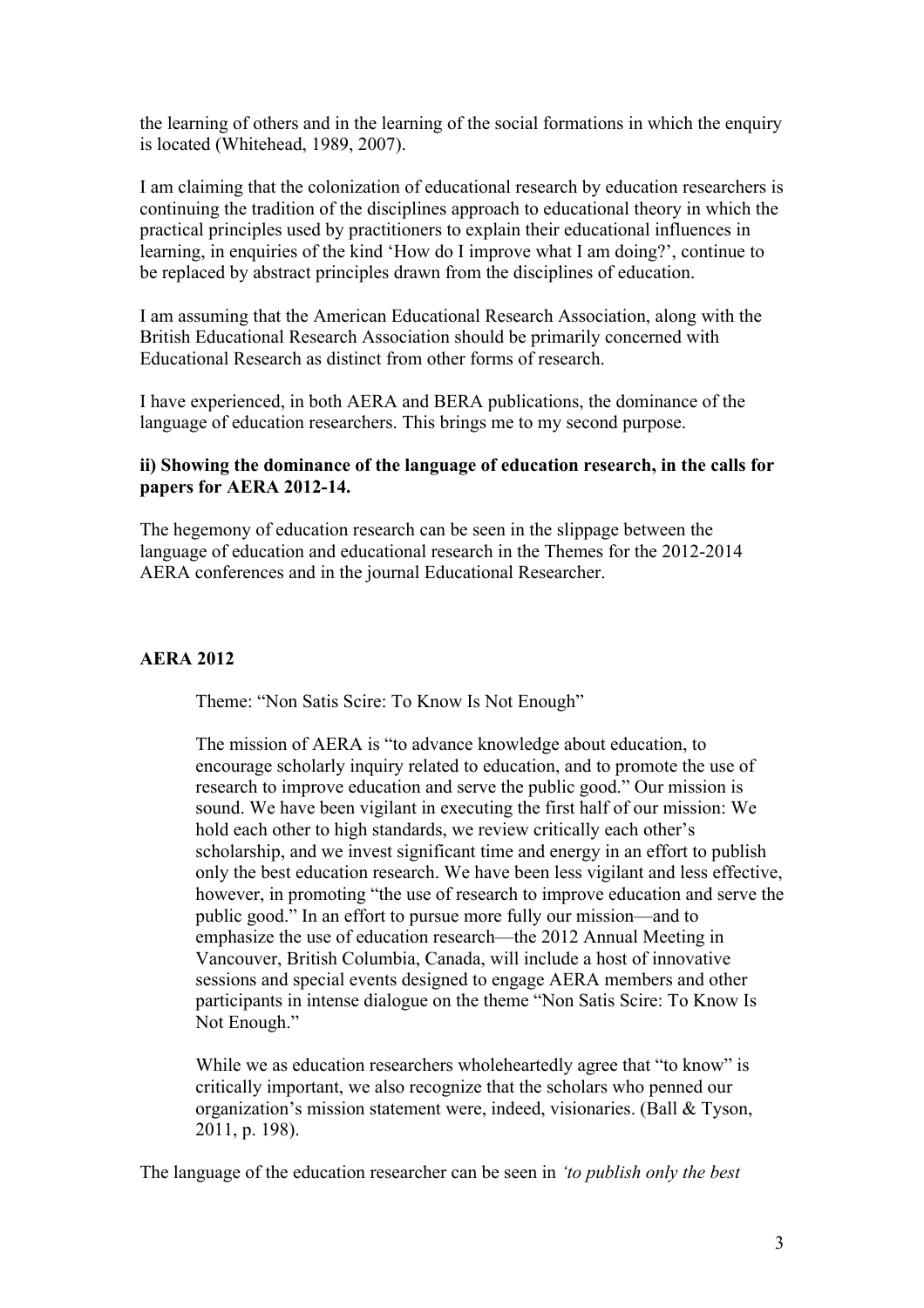the learning of others and in the learning of the social formations in which the enquiry is located (Whitehead, 1989, 2007).

I am claiming that the colonization of educational research by education researchers is continuing the tradition of the disciplines approach to educational theory in which the practical principles used by practitioners to explain their educational influences in learning, in enquiries of the kind 'How do I improve what I am doing?', continue to be replaced by abstract principles drawn from the disciplines of education.

I am assuming that the American Educational Research Association, along with the British Educational Research Association should be primarily concerned with Educational Research as distinct from other forms of research.

I have experienced, in both AERA and BERA publications, the dominance of the language of education researchers. This brings me to my second purpose.

**ii) Showing the dominance of the language of education research, in the calls for papers for AERA 2012-14.**

The hegemony of education research can be seen in the slippage between the language of education and educational research in the Themes for the 2012-2014 AERA conferences and in the journal Educational Researcher.

**AERA 2012**

> Theme: "Non Satis Scire: To Know Is Not Enough"
>
> The mission of AERA is "to advance knowledge about education, to encourage scholarly inquiry related to education, and to promote the use of research to improve education and serve the public good." Our mission is sound. We have been vigilant in executing the first half of our mission: We hold each other to high standards, we review critically each other's scholarship, and we invest significant time and energy in an effort to publish only the best education research. We have been less vigilant and less effective, however, in promoting "the use of research to improve education and serve the public good." In an effort to pursue more fully our mission—and to emphasize the use of education research—the 2012 Annual Meeting in Vancouver, British Columbia, Canada, will include a host of innovative sessions and special events designed to engage AERA members and other participants in intense dialogue on the theme "Non Satis Scire: To Know Is Not Enough."
>
> While we as education researchers wholeheartedly agree that "to know" is critically important, we also recognize that the scholars who penned our organization's mission statement were, indeed, visionaries. (Ball & Tyson, 2011, p. 198).

The language of the education researcher can be seen in *'to publish only the best*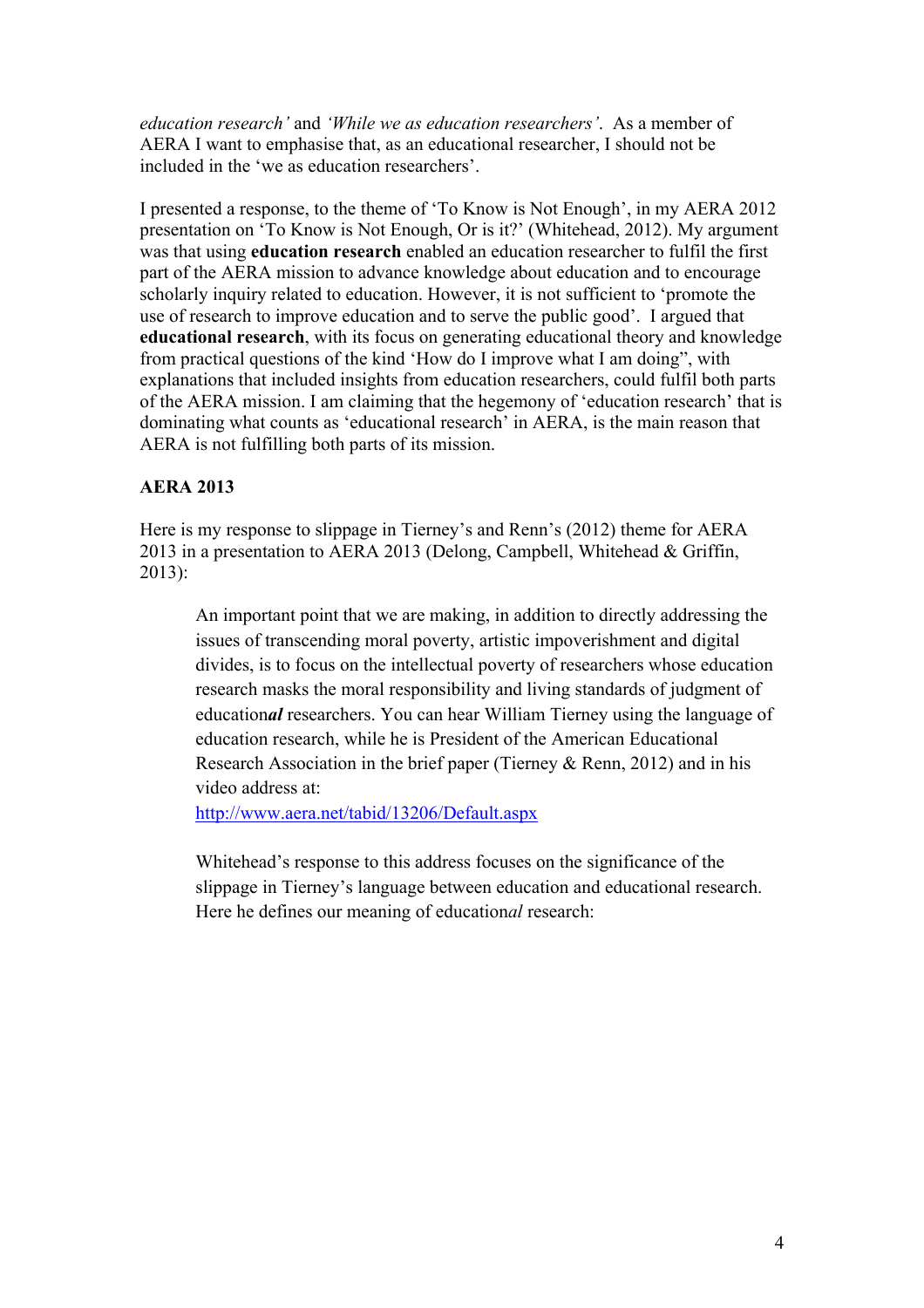*education research'* and *'While we as education researchers'*. As a member of AERA I want to emphasise that, as an educational researcher, I should not be included in the 'we as education researchers'.

I presented a response, to the theme of 'To Know is Not Enough', in my AERA 2012 presentation on 'To Know is Not Enough, Or is it?' (Whitehead, 2012). My argument was that using **education research** enabled an education researcher to fulfil the first part of the AERA mission to advance knowledge about education and to encourage scholarly inquiry related to education. However, it is not sufficient to 'promote the use of research to improve education and to serve the public good'. I argued that **educational research**, with its focus on generating educational theory and knowledge from practical questions of the kind 'How do I improve what I am doing", with explanations that included insights from education researchers, could fulfil both parts of the AERA mission. I am claiming that the hegemony of 'education research' that is dominating what counts as 'educational research' in AERA, is the main reason that AERA is not fulfilling both parts of its mission.

**AERA 2013**

Here is my response to slippage in Tierney's and Renn's (2012) theme for AERA 2013 in a presentation to AERA 2013 (Delong, Campbell, Whitehead & Griffin, 2013):

> An important point that we are making, in addition to directly addressing the issues of transcending moral poverty, artistic impoverishment and digital divides, is to focus on the intellectual poverty of researchers whose education research masks the moral responsibility and living standards of judgment of educationa***l*** researchers. You can hear William Tierney using the language of education research, while he is President of the American Educational Research Association in the brief paper (Tierney & Renn, 2012) and in his video address at:
> [http://www.aera.net/tabid/13206/Default.aspx](http://www.aera.net/tabid/13206/Default.aspx)
>
> Whitehead's response to this address focuses on the significance of the slippage in Tierney's language between education and educational research. Here he defines our meaning of education*al* research: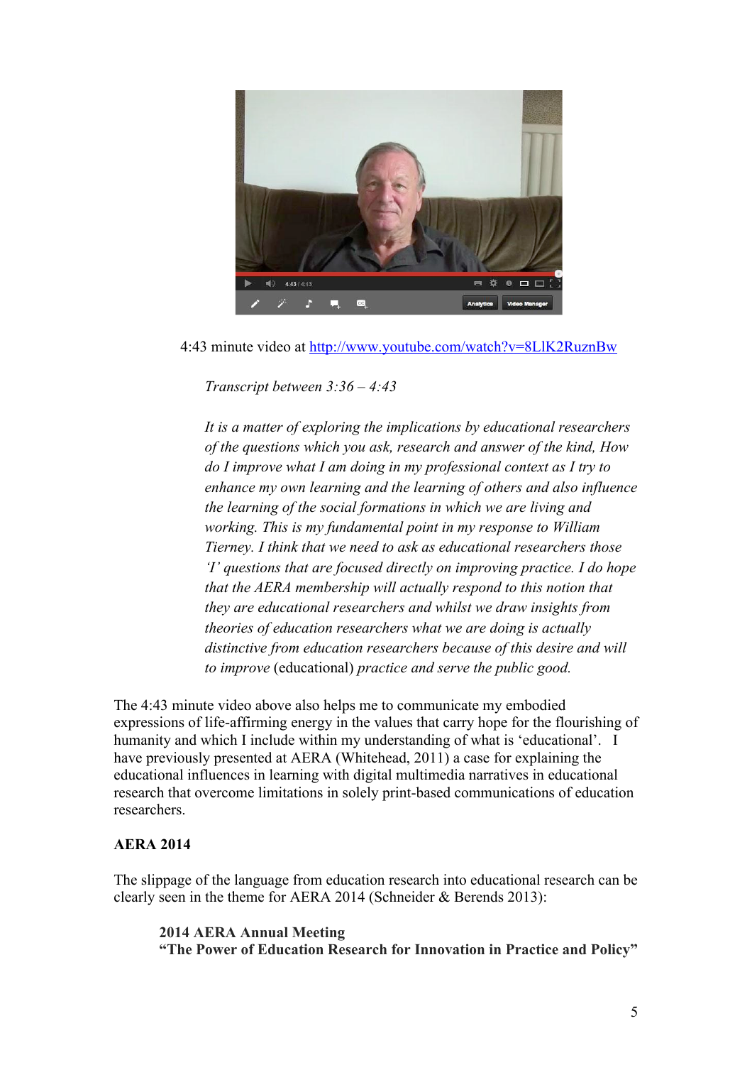4:43 minute video at [http://www.youtube.com/watch?v=8LlK2RuznBw](http://www.youtube.com/watch?v=8LlK2RuznBw)

> *Transcript between 3:36 – 4:43*
>
> *It is a matter of exploring the implications by educational researchers of the questions which you ask, research and answer of the kind, How do I improve what I am doing in my professional context as I try to enhance my own learning and the learning of others and also influence the learning of the social formations in which we are living and working. This is my fundamental point in my response to William Tierney. I think that we need to ask as educational researchers those 'I' questions that are focused directly on improving practice. I do hope that the AERA membership will actually respond to this notion that they are educational researchers and whilst we draw insights from theories of education researchers what we are doing is actually distinctive from education researchers because of this desire and will to improve* (educational) *practice and serve the public good.*

The 4:43 minute video above also helps me to communicate my embodied expressions of life-affirming energy in the values that carry hope for the flourishing of humanity and which I include within my understanding of what is 'educational'. I have previously presented at AERA (Whitehead, 2011) a case for explaining the educational influences in learning with digital multimedia narratives in educational research that overcome limitations in solely print-based communications of education researchers.

**AERA 2014**

The slippage of the language from education research into educational research can be clearly seen in the theme for AERA 2014 (Schneider & Berends 2013):

> **2014 AERA Annual Meeting**
> **"The Power of Education Research for Innovation in Practice and Policy"**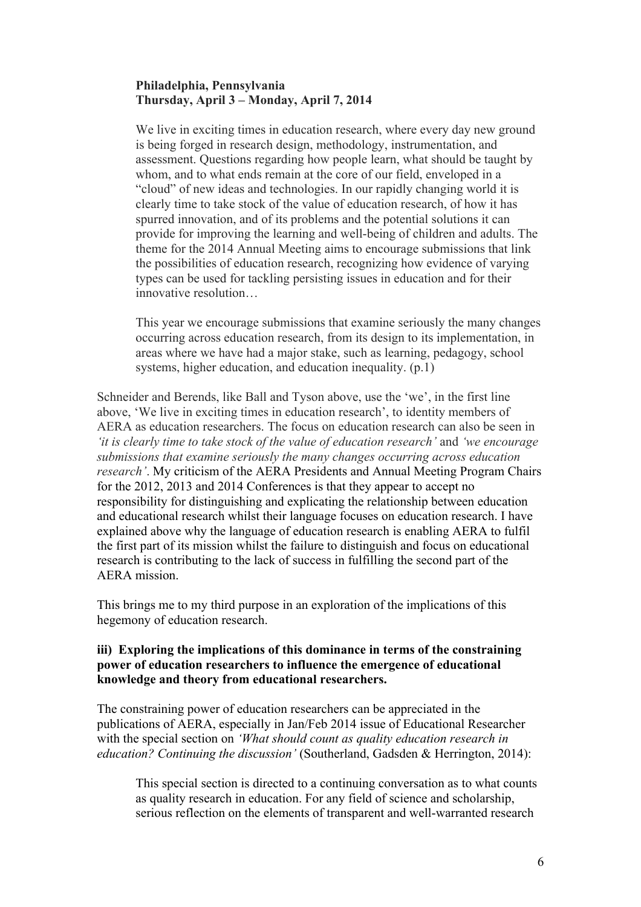> **Philadelphia, Pennsylvania**
> **Thursday, April 3 – Monday, April 7, 2014**
>
> We live in exciting times in education research, where every day new ground is being forged in research design, methodology, instrumentation, and assessment. Questions regarding how people learn, what should be taught by whom, and to what ends remain at the core of our field, enveloped in a "cloud" of new ideas and technologies. In our rapidly changing world it is clearly time to take stock of the value of education research, of how it has spurred innovation, and of its problems and the potential solutions it can provide for improving the learning and well-being of children and adults. The theme for the 2014 Annual Meeting aims to encourage submissions that link the possibilities of education research, recognizing how evidence of varying types can be used for tackling persisting issues in education and for their innovative resolution…
>
> This year we encourage submissions that examine seriously the many changes occurring across education research, from its design to its implementation, in areas where we have had a major stake, such as learning, pedagogy, school systems, higher education, and education inequality. (p.1)

Schneider and Berends, like Ball and Tyson above, use the 'we', in the first line above, 'We live in exciting times in education research', to identity members of AERA as education researchers. The focus on education research can also be seen in *'it is clearly time to take stock of the value of education research'* and *'we encourage submissions that examine seriously the many changes occurring across education research'*. My criticism of the AERA Presidents and Annual Meeting Program Chairs for the 2012, 2013 and 2014 Conferences is that they appear to accept no responsibility for distinguishing and explicating the relationship between education and educational research whilst their language focuses on education research. I have explained above why the language of education research is enabling AERA to fulfil the first part of its mission whilst the failure to distinguish and focus on educational research is contributing to the lack of success in fulfilling the second part of the AERA mission.

This brings me to my third purpose in an exploration of the implications of this hegemony of education research.

### iii) Exploring the implications of this dominance in terms of the constraining power of education researchers to influence the emergence of educational knowledge and theory from educational researchers.

The constraining power of education researchers can be appreciated in the publications of AERA, especially in Jan/Feb 2014 issue of Educational Researcher with the special section on *'What should count as quality education research in education? Continuing the discussion'* (Southerland, Gadsden & Herrington, 2014):

> This special section is directed to a continuing conversation as to what counts as quality research in education. For any field of science and scholarship, serious reflection on the elements of transparent and well-warranted research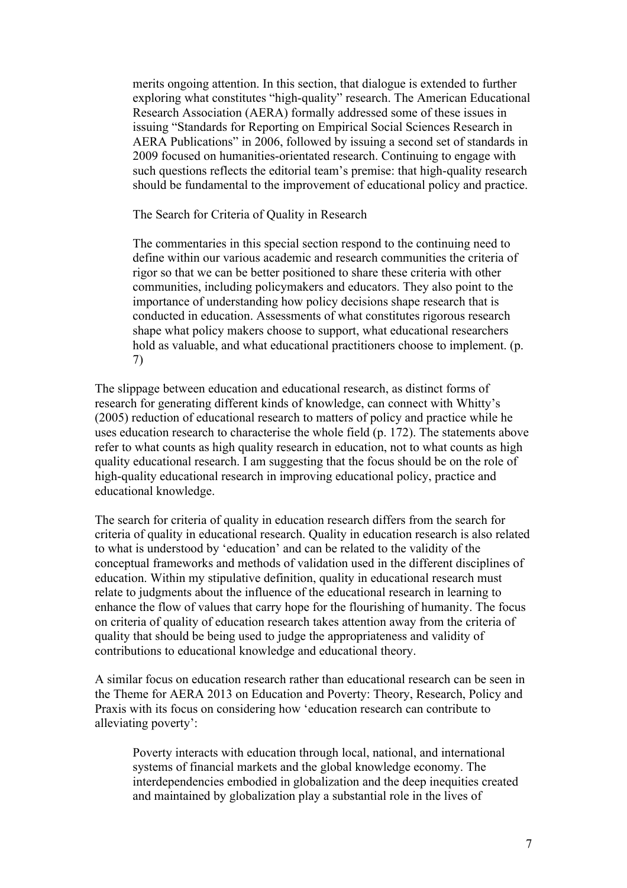> merits ongoing attention. In this section, that dialogue is extended to further exploring what constitutes "high-quality" research. The American Educational Research Association (AERA) formally addressed some of these issues in issuing "Standards for Reporting on Empirical Social Sciences Research in AERA Publications" in 2006, followed by issuing a second set of standards in 2009 focused on humanities-orientated research. Continuing to engage with such questions reflects the editorial team's premise: that high-quality research should be fundamental to the improvement of educational policy and practice.
>
> The Search for Criteria of Quality in Research
>
> The commentaries in this special section respond to the continuing need to define within our various academic and research communities the criteria of rigor so that we can be better positioned to share these criteria with other communities, including policymakers and educators. They also point to the importance of understanding how policy decisions shape research that is conducted in education. Assessments of what constitutes rigorous research shape what policy makers choose to support, what educational researchers hold as valuable, and what educational practitioners choose to implement. (p. 7)

The slippage between education and educational research, as distinct forms of research for generating different kinds of knowledge, can connect with Whitty's (2005) reduction of educational research to matters of policy and practice while he uses education research to characterise the whole field (p. 172). The statements above refer to what counts as high quality research in education, not to what counts as high quality educational research. I am suggesting that the focus should be on the role of high-quality educational research in improving educational policy, practice and educational knowledge.

The search for criteria of quality in education research differs from the search for criteria of quality in educational research. Quality in education research is also related to what is understood by 'education' and can be related to the validity of the conceptual frameworks and methods of validation used in the different disciplines of education. Within my stipulative definition, quality in educational research must relate to judgments about the influence of the educational research in learning to enhance the flow of values that carry hope for the flourishing of humanity. The focus on criteria of quality of education research takes attention away from the criteria of quality that should be being used to judge the appropriateness and validity of contributions to educational knowledge and educational theory.

A similar focus on education research rather than educational research can be seen in the Theme for AERA 2013 on Education and Poverty: Theory, Research, Policy and Praxis with its focus on considering how 'education research can contribute to alleviating poverty':

> Poverty interacts with education through local, national, and international systems of financial markets and the global knowledge economy. The interdependencies embodied in globalization and the deep inequities created and maintained by globalization play a substantial role in the lives of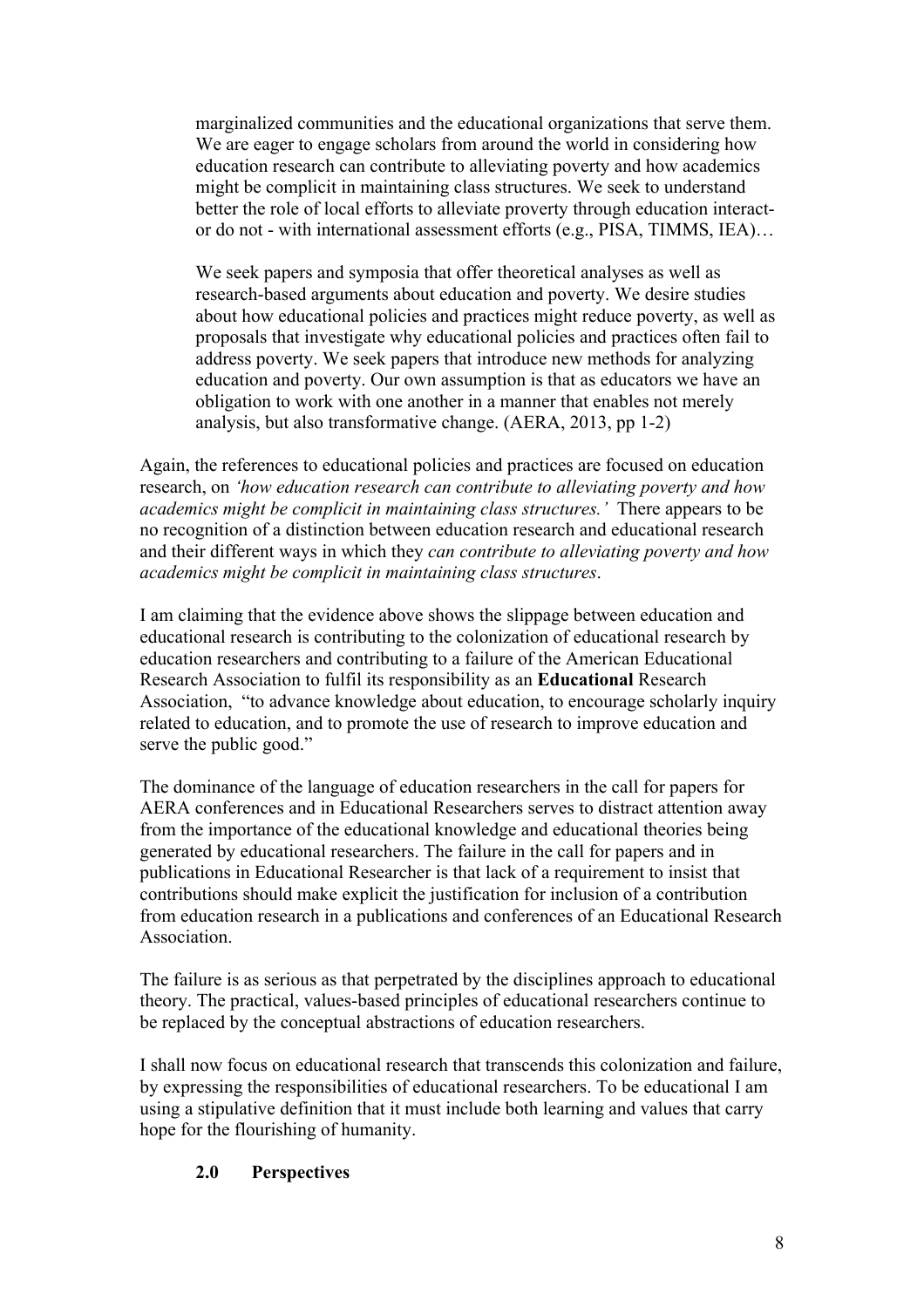> marginalized communities and the educational organizations that serve them. We are eager to engage scholars from around the world in considering how education research can contribute to alleviating poverty and how academics might be complicit in maintaining class structures. We seek to understand better the role of local efforts to alleviate proverty through education interact- or do not - with international assessment efforts (e.g., PISA, TIMMS, IEA)…
>
> We seek papers and symposia that offer theoretical analyses as well as research-based arguments about education and poverty. We desire studies about how educational policies and practices might reduce poverty, as well as proposals that investigate why educational policies and practices often fail to address poverty. We seek papers that introduce new methods for analyzing education and poverty. Our own assumption is that as educators we have an obligation to work with one another in a manner that enables not merely analysis, but also transformative change. (AERA, 2013, pp 1-2)

Again, the references to educational policies and practices are focused on education research, on *'how education research can contribute to alleviating poverty and how academics might be complicit in maintaining class structures.'* There appears to be no recognition of a distinction between education research and educational research and their different ways in which they *can contribute to alleviating poverty and how academics might be complicit in maintaining class structures*.

I am claiming that the evidence above shows the slippage between education and educational research is contributing to the colonization of educational research by education researchers and contributing to a failure of the American Educational Research Association to fulfil its responsibility as an **Educational** Research Association, "to advance knowledge about education, to encourage scholarly inquiry related to education, and to promote the use of research to improve education and serve the public good."

The dominance of the language of education researchers in the call for papers for AERA conferences and in Educational Researchers serves to distract attention away from the importance of the educational knowledge and educational theories being generated by educational researchers. The failure in the call for papers and in publications in Educational Researcher is that lack of a requirement to insist that contributions should make explicit the justification for inclusion of a contribution from education research in a publications and conferences of an Educational Research Association.

The failure is as serious as that perpetrated by the disciplines approach to educational theory. The practical, values-based principles of educational researchers continue to be replaced by the conceptual abstractions of education researchers.

I shall now focus on educational research that transcends this colonization and failure, by expressing the responsibilities of educational researchers. To be educational I am using a stipulative definition that it must include both learning and values that carry hope for the flourishing of humanity.

## 2.0 Perspectives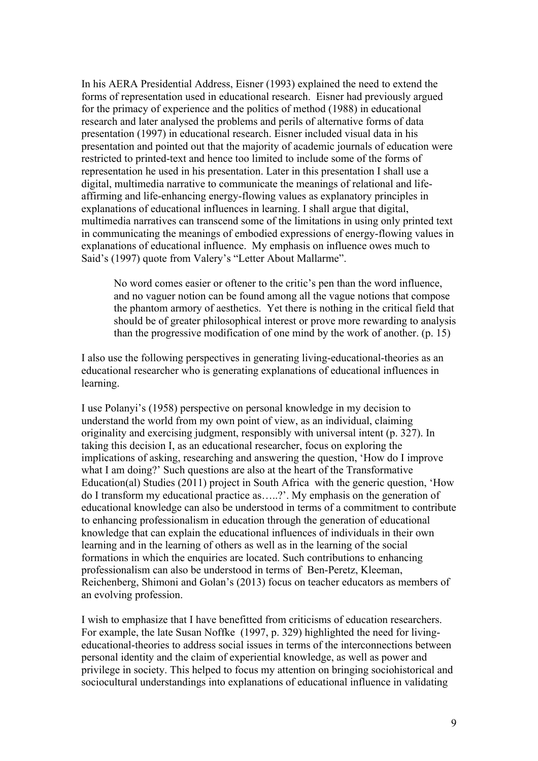In his AERA Presidential Address, Eisner (1993) explained the need to extend the forms of representation used in educational research. Eisner had previously argued for the primacy of experience and the politics of method (1988) in educational research and later analysed the problems and perils of alternative forms of data presentation (1997) in educational research. Eisner included visual data in his presentation and pointed out that the majority of academic journals of education were restricted to printed-text and hence too limited to include some of the forms of representation he used in his presentation. Later in this presentation I shall use a digital, multimedia narrative to communicate the meanings of relational and life-affirming and life-enhancing energy-flowing values as explanatory principles in explanations of educational influences in learning. I shall argue that digital, multimedia narratives can transcend some of the limitations in using only printed text in communicating the meanings of embodied expressions of energy-flowing values in explanations of educational influence. My emphasis on influence owes much to Said's (1997) quote from Valery's "Letter About Mallarme".

> No word comes easier or oftener to the critic's pen than the word influence, and no vaguer notion can be found among all the vague notions that compose the phantom armory of aesthetics. Yet there is nothing in the critical field that should be of greater philosophical interest or prove more rewarding to analysis than the progressive modification of one mind by the work of another. (p. 15)

I also use the following perspectives in generating living-educational-theories as an educational researcher who is generating explanations of educational influences in learning.

I use Polanyi's (1958) perspective on personal knowledge in my decision to understand the world from my own point of view, as an individual, claiming originality and exercising judgment, responsibly with universal intent (p. 327). In taking this decision I, as an educational researcher, focus on exploring the implications of asking, researching and answering the question, 'How do I improve what I am doing?' Such questions are also at the heart of the Transformative Education(al) Studies (2011) project in South Africa with the generic question, 'How do I transform my educational practice as…..?'. My emphasis on the generation of educational knowledge can also be understood in terms of a commitment to contribute to enhancing professionalism in education through the generation of educational knowledge that can explain the educational influences of individuals in their own learning and in the learning of others as well as in the learning of the social formations in which the enquiries are located. Such contributions to enhancing professionalism can also be understood in terms of Ben-Peretz, Kleeman, Reichenberg, Shimoni and Golan's (2013) focus on teacher educators as members of an evolving profession.

I wish to emphasize that I have benefitted from criticisms of education researchers. For example, the late Susan Noffke (1997, p. 329) highlighted the need for living-educational-theories to address social issues in terms of the interconnections between personal identity and the claim of experiential knowledge, as well as power and privilege in society. This helped to focus my attention on bringing sociohistorical and sociocultural understandings into explanations of educational influence in validating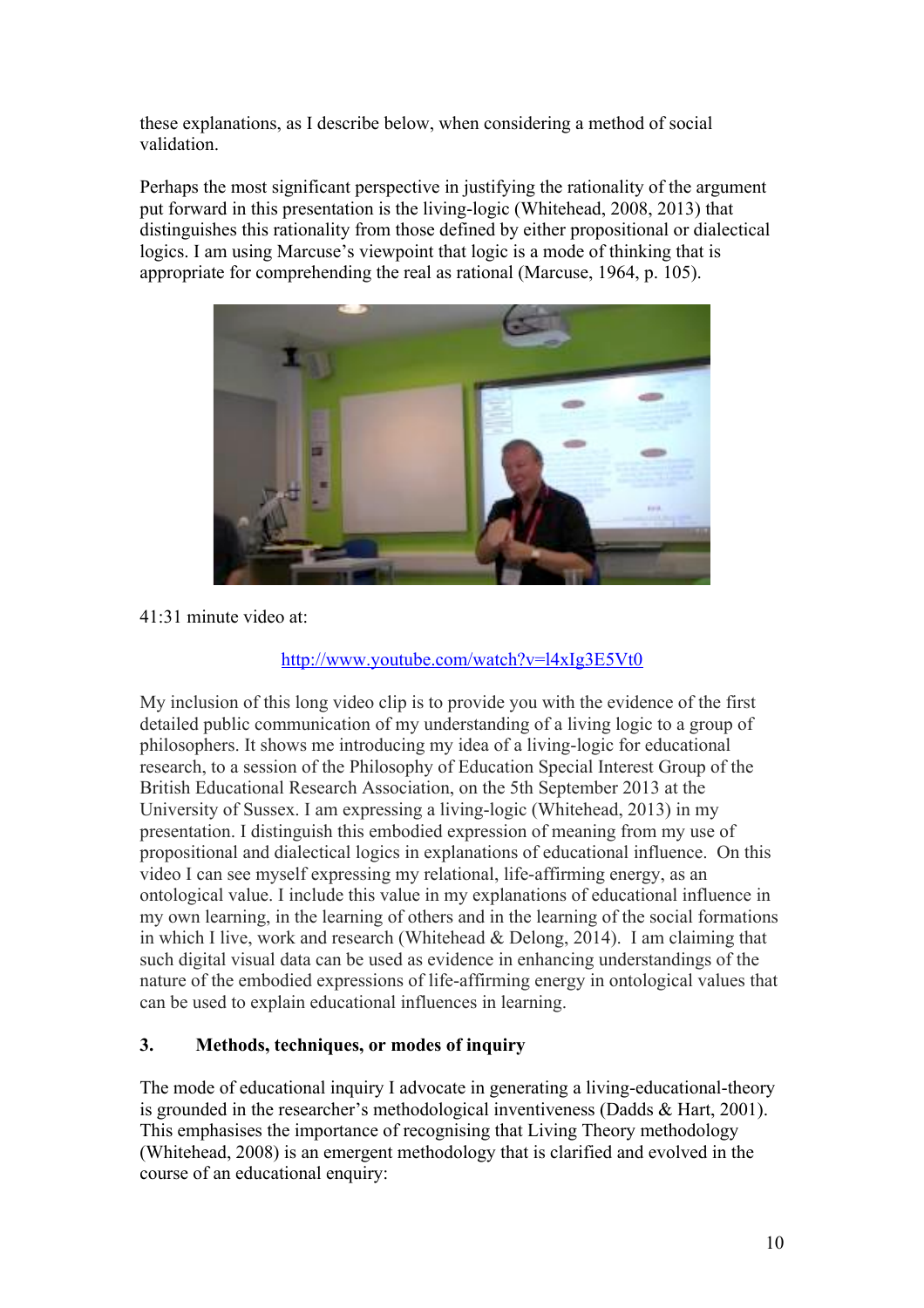these explanations, as I describe below, when considering a method of social validation.

Perhaps the most significant perspective in justifying the rationality of the argument put forward in this presentation is the living-logic (Whitehead, 2008, 2013) that distinguishes this rationality from those defined by either propositional or dialectical logics. I am using Marcuse's viewpoint that logic is a mode of thinking that is appropriate for comprehending the real as rational (Marcuse, 1964, p. 105).

41:31 minute video at:

http://www.youtube.com/watch?v=l4xIg3E5Vt0

My inclusion of this long video clip is to provide you with the evidence of the first detailed public communication of my understanding of a living logic to a group of philosophers. It shows me introducing my idea of a living-logic for educational research, to a session of the Philosophy of Education Special Interest Group of the British Educational Research Association, on the 5th September 2013 at the University of Sussex. I am expressing a living-logic (Whitehead, 2013) in my presentation. I distinguish this embodied expression of meaning from my use of propositional and dialectical logics in explanations of educational influence. On this video I can see myself expressing my relational, life-affirming energy, as an ontological value. I include this value in my explanations of educational influence in my own learning, in the learning of others and in the learning of the social formations in which I live, work and research (Whitehead & Delong, 2014). I am claiming that such digital visual data can be used as evidence in enhancing understandings of the nature of the embodied expressions of life-affirming energy in ontological values that can be used to explain educational influences in learning.

## 3. Methods, techniques, or modes of inquiry

The mode of educational inquiry I advocate in generating a living-educational-theory is grounded in the researcher's methodological inventiveness (Dadds & Hart, 2001). This emphasises the importance of recognising that Living Theory methodology (Whitehead, 2008) is an emergent methodology that is clarified and evolved in the course of an educational enquiry: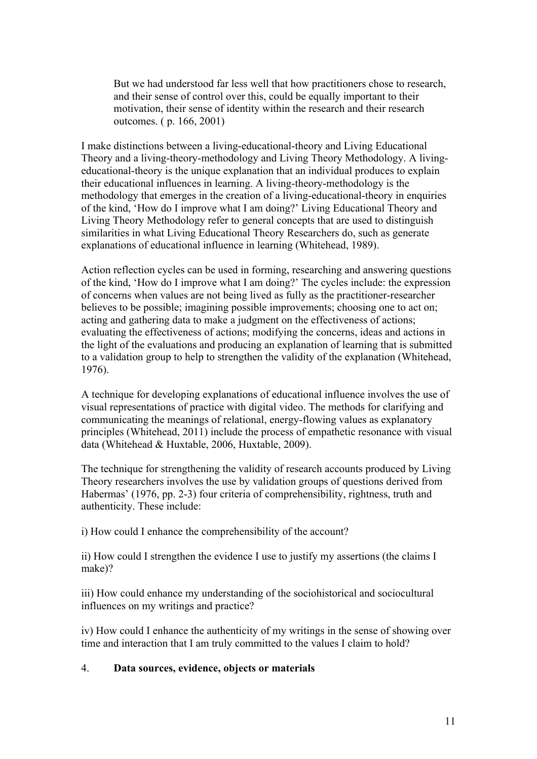> But we had understood far less well that how practitioners chose to research, and their sense of control over this, could be equally important to their motivation, their sense of identity within the research and their research outcomes. ( p. 166, 2001)

I make distinctions between a living-educational-theory and Living Educational Theory and a living-theory-methodology and Living Theory Methodology. A living-educational-theory is the unique explanation that an individual produces to explain their educational influences in learning. A living-theory-methodology is the methodology that emerges in the creation of a living-educational-theory in enquiries of the kind, 'How do I improve what I am doing?' Living Educational Theory and Living Theory Methodology refer to general concepts that are used to distinguish similarities in what Living Educational Theory Researchers do, such as generate explanations of educational influence in learning (Whitehead, 1989).

Action reflection cycles can be used in forming, researching and answering questions of the kind, 'How do I improve what I am doing?' The cycles include: the expression of concerns when values are not being lived as fully as the practitioner-researcher believes to be possible; imagining possible improvements; choosing one to act on; acting and gathering data to make a judgment on the effectiveness of actions; evaluating the effectiveness of actions; modifying the concerns, ideas and actions in the light of the evaluations and producing an explanation of learning that is submitted to a validation group to help to strengthen the validity of the explanation (Whitehead, 1976).

A technique for developing explanations of educational influence involves the use of visual representations of practice with digital video. The methods for clarifying and communicating the meanings of relational, energy-flowing values as explanatory principles (Whitehead, 2011) include the process of empathetic resonance with visual data (Whitehead & Huxtable, 2006, Huxtable, 2009).

The technique for strengthening the validity of research accounts produced by Living Theory researchers involves the use by validation groups of questions derived from Habermas' (1976, pp. 2-3) four criteria of comprehensibility, rightness, truth and authenticity. These include:

i) How could I enhance the comprehensibility of the account?

ii) How could I strengthen the evidence I use to justify my assertions (the claims I make)?

iii) How could enhance my understanding of the sociohistorical and sociocultural influences on my writings and practice?

iv) How could I enhance the authenticity of my writings in the sense of showing over time and interaction that I am truly committed to the values I claim to hold?

## 4. Data sources, evidence, objects or materials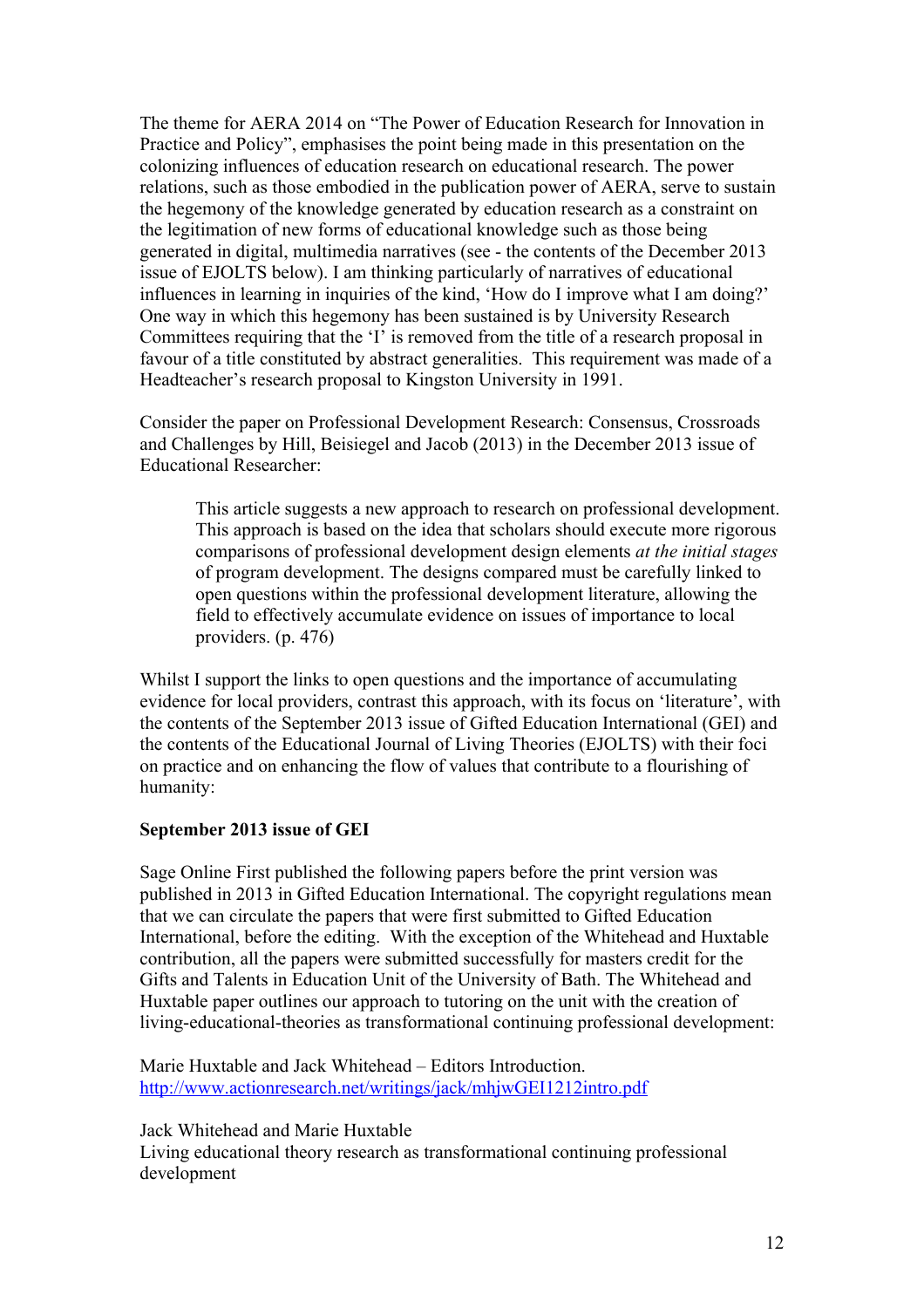The theme for AERA 2014 on "The Power of Education Research for Innovation in Practice and Policy", emphasises the point being made in this presentation on the colonizing influences of education research on educational research. The power relations, such as those embodied in the publication power of AERA, serve to sustain the hegemony of the knowledge generated by education research as a constraint on the legitimation of new forms of educational knowledge such as those being generated in digital, multimedia narratives (see - the contents of the December 2013 issue of EJOLTS below). I am thinking particularly of narratives of educational influences in learning in inquiries of the kind, 'How do I improve what I am doing?' One way in which this hegemony has been sustained is by University Research Committees requiring that the 'I' is removed from the title of a research proposal in favour of a title constituted by abstract generalities. This requirement was made of a Headteacher's research proposal to Kingston University in 1991.

Consider the paper on Professional Development Research: Consensus, Crossroads and Challenges by Hill, Beisiegel and Jacob (2013) in the December 2013 issue of Educational Researcher:

> This article suggests a new approach to research on professional development. This approach is based on the idea that scholars should execute more rigorous comparisons of professional development design elements *at the initial stages* of program development. The designs compared must be carefully linked to open questions within the professional development literature, allowing the field to effectively accumulate evidence on issues of importance to local providers. (p. 476)

Whilst I support the links to open questions and the importance of accumulating evidence for local providers, contrast this approach, with its focus on 'literature', with the contents of the September 2013 issue of Gifted Education International (GEI) and the contents of the Educational Journal of Living Theories (EJOLTS) with their foci on practice and on enhancing the flow of values that contribute to a flourishing of humanity:

**September 2013 issue of GEI**

Sage Online First published the following papers before the print version was published in 2013 in Gifted Education International. The copyright regulations mean that we can circulate the papers that were first submitted to Gifted Education International, before the editing. With the exception of the Whitehead and Huxtable contribution, all the papers were submitted successfully for masters credit for the Gifts and Talents in Education Unit of the University of Bath. The Whitehead and Huxtable paper outlines our approach to tutoring on the unit with the creation of living-educational-theories as transformational continuing professional development:

Marie Huxtable and Jack Whitehead – Editors Introduction.
http://www.actionresearch.net/writings/jack/mhjwGEI1212intro.pdf

Jack Whitehead and Marie Huxtable
Living educational theory research as transformational continuing professional development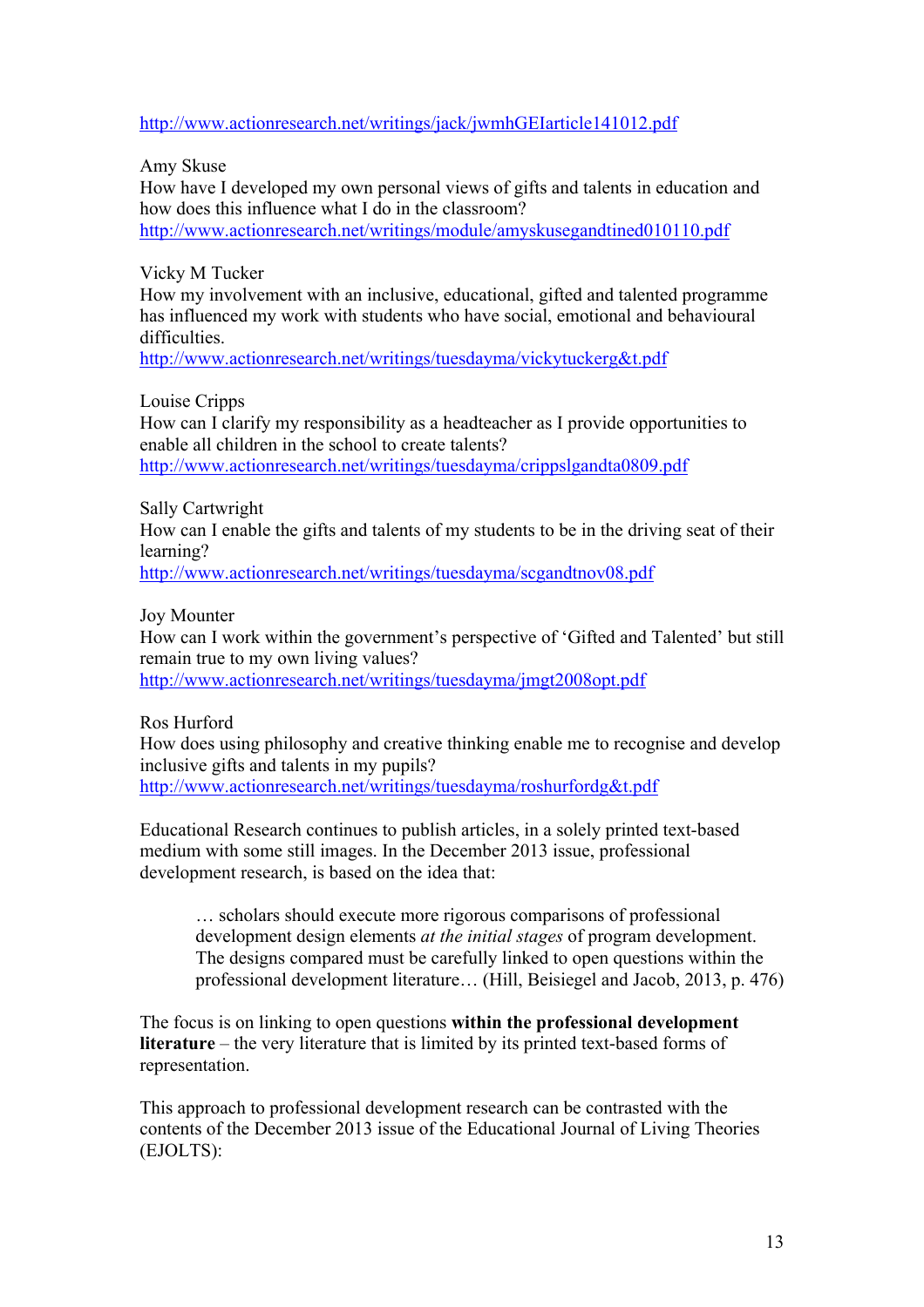http://www.actionresearch.net/writings/jack/jwmhGEIarticle141012.pdf

Amy Skuse
How have I developed my own personal views of gifts and talents in education and how does this influence what I do in the classroom?
http://www.actionresearch.net/writings/module/amyskusegandtined010110.pdf

Vicky M Tucker
How my involvement with an inclusive, educational, gifted and talented programme has influenced my work with students who have social, emotional and behavioural difficulties.
http://www.actionresearch.net/writings/tuesdayma/vickytuckerg&t.pdf

Louise Cripps
How can I clarify my responsibility as a headteacher as I provide opportunities to enable all children in the school to create talents?
http://www.actionresearch.net/writings/tuesdayma/crippslgandta0809.pdf

Sally Cartwright
How can I enable the gifts and talents of my students to be in the driving seat of their learning?
http://www.actionresearch.net/writings/tuesdayma/scgandtnov08.pdf

Joy Mounter
How can I work within the government's perspective of 'Gifted and Talented' but still remain true to my own living values?
http://www.actionresearch.net/writings/tuesdayma/jmgt2008opt.pdf

Ros Hurford
How does using philosophy and creative thinking enable me to recognise and develop inclusive gifts and talents in my pupils?
http://www.actionresearch.net/writings/tuesdayma/roshurfordg&t.pdf

Educational Research continues to publish articles, in a solely printed text-based medium with some still images. In the December 2013 issue, professional development research, is based on the idea that:

> … scholars should execute more rigorous comparisons of professional development design elements *at the initial stages* of program development. The designs compared must be carefully linked to open questions within the professional development literature… (Hill, Beisiegel and Jacob, 2013, p. 476)

The focus is on linking to open questions **within the professional development literature** – the very literature that is limited by its printed text-based forms of representation.

This approach to professional development research can be contrasted with the contents of the December 2013 issue of the Educational Journal of Living Theories (EJOLTS):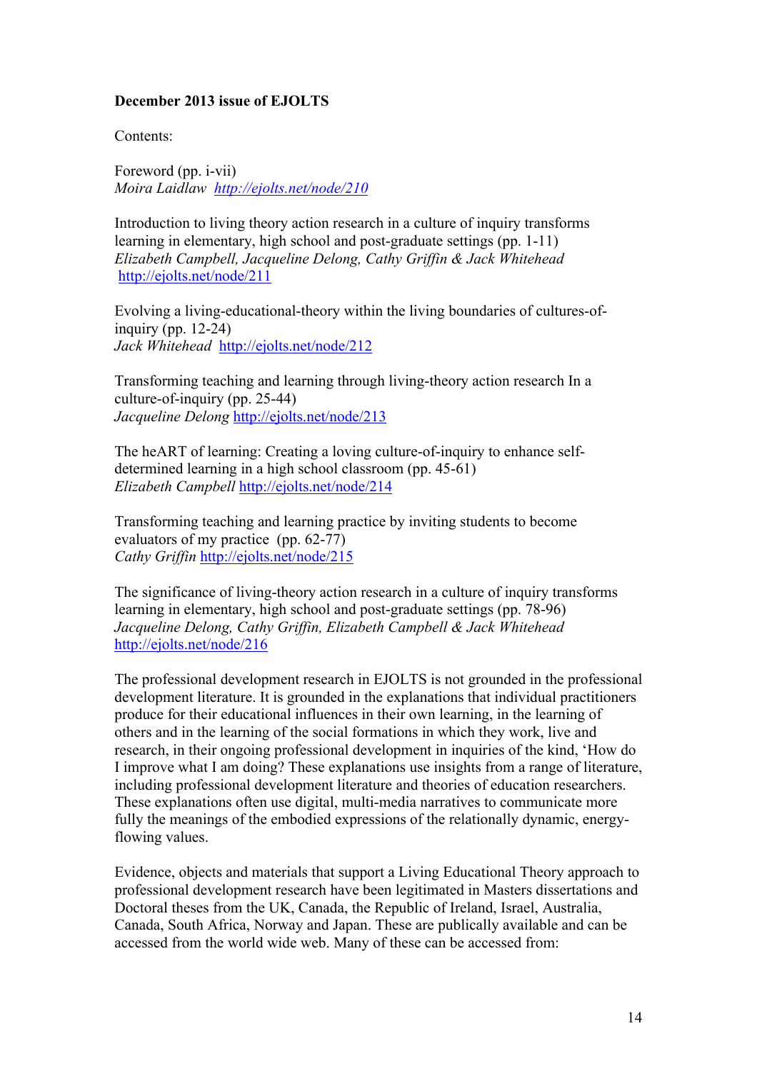**December 2013 issue of EJOLTS**

Contents:

Foreword (pp. i-vii)
*Moira Laidlaw* *http://ejolts.net/node/210*

Introduction to living theory action research in a culture of inquiry transforms learning in elementary, high school and post-graduate settings (pp. 1-11)
*Elizabeth Campbell, Jacqueline Delong, Cathy Griffin & Jack Whitehead*
http://ejolts.net/node/211

Evolving a living-educational-theory within the living boundaries of cultures-of-inquiry (pp. 12-24)
*Jack Whitehead* http://ejolts.net/node/212

Transforming teaching and learning through living-theory action research In a culture-of-inquiry (pp. 25-44)
*Jacqueline Delong* http://ejolts.net/node/213

The heART of learning: Creating a loving culture-of-inquiry to enhance self-determined learning in a high school classroom (pp. 45-61)
*Elizabeth Campbell* http://ejolts.net/node/214

Transforming teaching and learning practice by inviting students to become evaluators of my practice (pp. 62-77)
*Cathy Griffin* http://ejolts.net/node/215

The significance of living-theory action research in a culture of inquiry transforms learning in elementary, high school and post-graduate settings (pp. 78-96)
*Jacqueline Delong, Cathy Griffin, Elizabeth Campbell & Jack Whitehead*
http://ejolts.net/node/216

The professional development research in EJOLTS is not grounded in the professional development literature. It is grounded in the explanations that individual practitioners produce for their educational influences in their own learning, in the learning of others and in the learning of the social formations in which they work, live and research, in their ongoing professional development in inquiries of the kind, 'How do I improve what I am doing? These explanations use insights from a range of literature, including professional development literature and theories of education researchers. These explanations often use digital, multi-media narratives to communicate more fully the meanings of the embodied expressions of the relationally dynamic, energy-flowing values.

Evidence, objects and materials that support a Living Educational Theory approach to professional development research have been legitimated in Masters dissertations and Doctoral theses from the UK, Canada, the Republic of Ireland, Israel, Australia, Canada, South Africa, Norway and Japan. These are publically available and can be accessed from the world wide web. Many of these can be accessed from: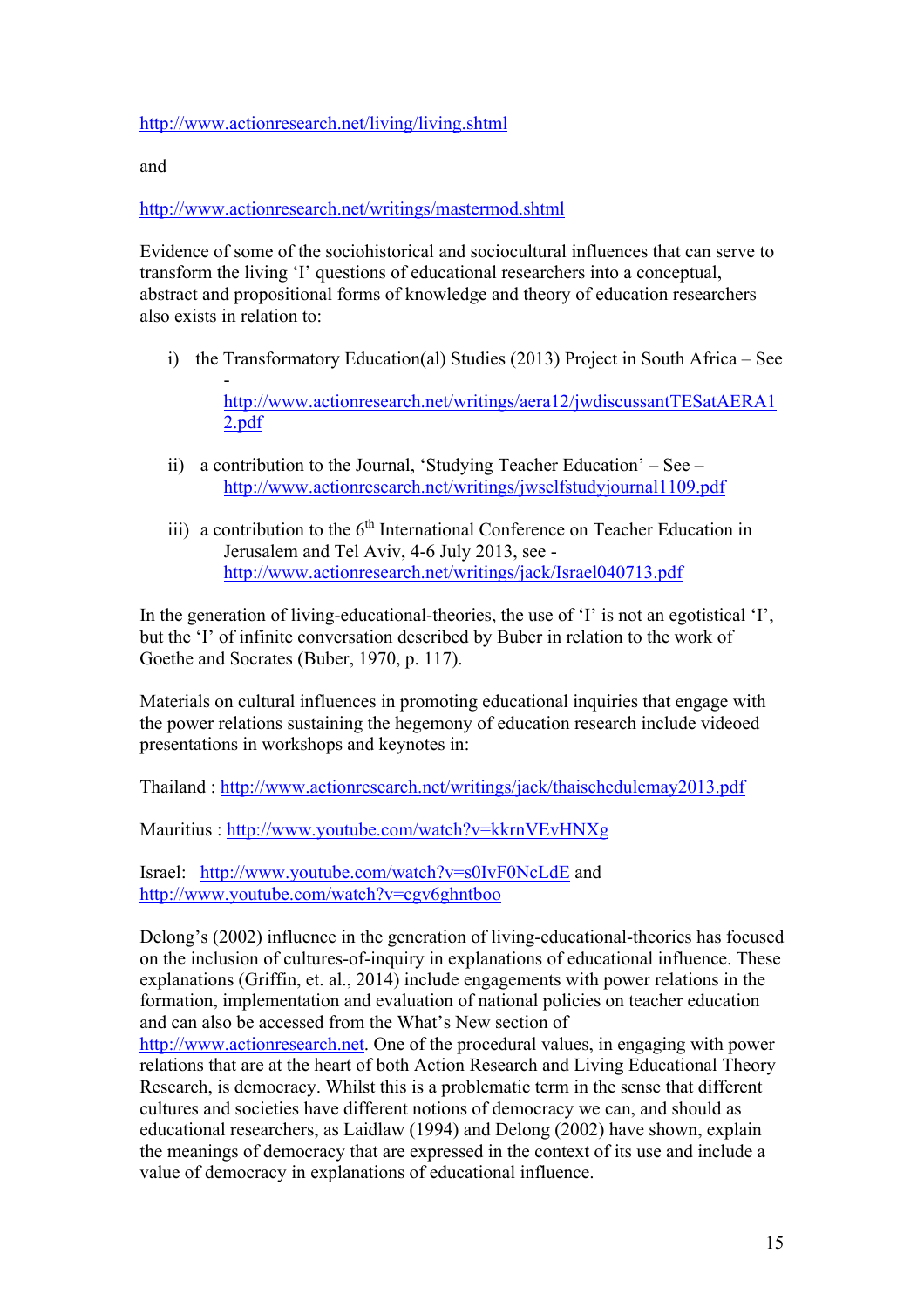http://www.actionresearch.net/living/living.shtml

and

http://www.actionresearch.net/writings/mastermod.shtml

Evidence of some of the sociohistorical and sociocultural influences that can serve to transform the living 'I' questions of educational researchers into a conceptual, abstract and propositional forms of knowledge and theory of education researchers also exists in relation to:

i) the Transformatory Education(al) Studies (2013) Project in South Africa – See - http://www.actionresearch.net/writings/aera12/jwdiscussantTESatAERA12.pdf

ii) a contribution to the Journal, 'Studying Teacher Education' – See – http://www.actionresearch.net/writings/jwselfstudyjournal1109.pdf

iii) a contribution to the 6th International Conference on Teacher Education in Jerusalem and Tel Aviv, 4-6 July 2013, see - http://www.actionresearch.net/writings/jack/Israel040713.pdf

In the generation of living-educational-theories, the use of 'I' is not an egotistical 'I', but the 'I' of infinite conversation described by Buber in relation to the work of Goethe and Socrates (Buber, 1970, p. 117).

Materials on cultural influences in promoting educational inquiries that engage with the power relations sustaining the hegemony of education research include videoed presentations in workshops and keynotes in:

Thailand : http://www.actionresearch.net/writings/jack/thaischedulemay2013.pdf

Mauritius : http://www.youtube.com/watch?v=kkrnVEvHNXg

Israel: http://www.youtube.com/watch?v=s0IvF0NcLdE and http://www.youtube.com/watch?v=cgv6ghntboo

Delong's (2002) influence in the generation of living-educational-theories has focused on the inclusion of cultures-of-inquiry in explanations of educational influence. These explanations (Griffin, et. al., 2014) include engagements with power relations in the formation, implementation and evaluation of national policies on teacher education and can also be accessed from the What's New section of http://www.actionresearch.net. One of the procedural values, in engaging with power relations that are at the heart of both Action Research and Living Educational Theory Research, is democracy. Whilst this is a problematic term in the sense that different cultures and societies have different notions of democracy we can, and should as educational researchers, as Laidlaw (1994) and Delong (2002) have shown, explain the meanings of democracy that are expressed in the context of its use and include a value of democracy in explanations of educational influence.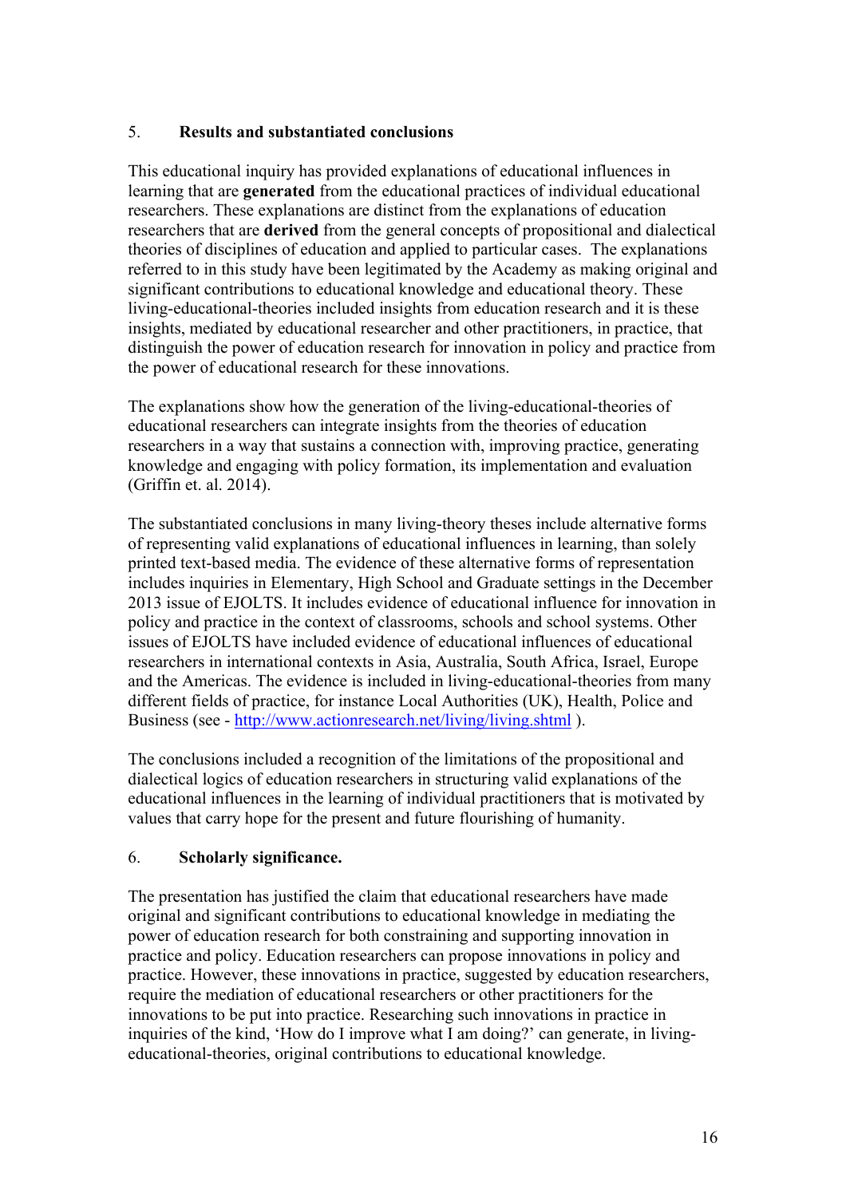## 5. **Results and substantiated conclusions**

This educational inquiry has provided explanations of educational influences in learning that are **generated** from the educational practices of individual educational researchers. These explanations are distinct from the explanations of education researchers that are **derived** from the general concepts of propositional and dialectical theories of disciplines of education and applied to particular cases. The explanations referred to in this study have been legitimated by the Academy as making original and significant contributions to educational knowledge and educational theory. These living-educational-theories included insights from education research and it is these insights, mediated by educational researcher and other practitioners, in practice, that distinguish the power of education research for innovation in policy and practice from the power of educational research for these innovations.

The explanations show how the generation of the living-educational-theories of educational researchers can integrate insights from the theories of education researchers in a way that sustains a connection with, improving practice, generating knowledge and engaging with policy formation, its implementation and evaluation (Griffin et. al. 2014).

The substantiated conclusions in many living-theory theses include alternative forms of representing valid explanations of educational influences in learning, than solely printed text-based media. The evidence of these alternative forms of representation includes inquiries in Elementary, High School and Graduate settings in the December 2013 issue of EJOLTS. It includes evidence of educational influence for innovation in policy and practice in the context of classrooms, schools and school systems. Other issues of EJOLTS have included evidence of educational influences of educational researchers in international contexts in Asia, Australia, South Africa, Israel, Europe and the Americas. The evidence is included in living-educational-theories from many different fields of practice, for instance Local Authorities (UK), Health, Police and Business (see - http://www.actionresearch.net/living/living.shtml ).

The conclusions included a recognition of the limitations of the propositional and dialectical logics of education researchers in structuring valid explanations of the educational influences in the learning of individual practitioners that is motivated by values that carry hope for the present and future flourishing of humanity.

## 6. **Scholarly significance.**

The presentation has justified the claim that educational researchers have made original and significant contributions to educational knowledge in mediating the power of education research for both constraining and supporting innovation in practice and policy. Education researchers can propose innovations in policy and practice. However, these innovations in practice, suggested by education researchers, require the mediation of educational researchers or other practitioners for the innovations to be put into practice. Researching such innovations in practice in inquiries of the kind, 'How do I improve what I am doing?' can generate, in living-educational-theories, original contributions to educational knowledge.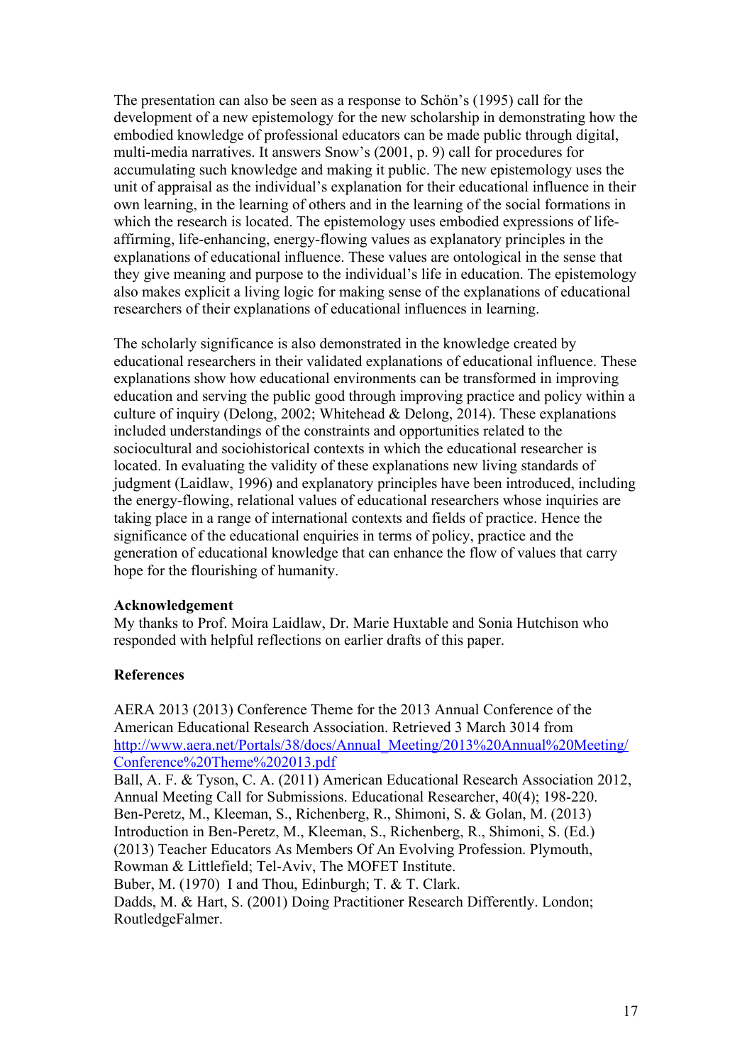The presentation can also be seen as a response to Schön's (1995) call for the development of a new epistemology for the new scholarship in demonstrating how the embodied knowledge of professional educators can be made public through digital, multi-media narratives. It answers Snow's (2001, p. 9) call for procedures for accumulating such knowledge and making it public. The new epistemology uses the unit of appraisal as the individual's explanation for their educational influence in their own learning, in the learning of others and in the learning of the social formations in which the research is located. The epistemology uses embodied expressions of life-affirming, life-enhancing, energy-flowing values as explanatory principles in the explanations of educational influence. These values are ontological in the sense that they give meaning and purpose to the individual's life in education. The epistemology also makes explicit a living logic for making sense of the explanations of educational researchers of their explanations of educational influences in learning.

The scholarly significance is also demonstrated in the knowledge created by educational researchers in their validated explanations of educational influence. These explanations show how educational environments can be transformed in improving education and serving the public good through improving practice and policy within a culture of inquiry (Delong, 2002; Whitehead & Delong, 2014). These explanations included understandings of the constraints and opportunities related to the sociocultural and sociohistorical contexts in which the educational researcher is located. In evaluating the validity of these explanations new living standards of judgment (Laidlaw, 1996) and explanatory principles have been introduced, including the energy-flowing, relational values of educational researchers whose inquiries are taking place in a range of international contexts and fields of practice. Hence the significance of the educational enquiries in terms of policy, practice and the generation of educational knowledge that can enhance the flow of values that carry hope for the flourishing of humanity.

**Acknowledgement**

My thanks to Prof. Moira Laidlaw, Dr. Marie Huxtable and Sonia Hutchison who responded with helpful reflections on earlier drafts of this paper.

**References**

AERA 2013 (2013) Conference Theme for the 2013 Annual Conference of the American Educational Research Association. Retrieved 3 March 3014 from http://www.aera.net/Portals/38/docs/Annual_Meeting/2013%20Annual%20Meeting/Conference%20Theme%202013.pdf

Ball, A. F. & Tyson, C. A. (2011) American Educational Research Association 2012, Annual Meeting Call for Submissions. Educational Researcher, 40(4); 198-220.

Ben-Peretz, M., Kleeman, S., Richenberg, R., Shimoni, S. & Golan, M. (2013) Introduction in Ben-Peretz, M., Kleeman, S., Richenberg, R., Shimoni, S. (Ed.) (2013) Teacher Educators As Members Of An Evolving Profession. Plymouth, Rowman & Littlefield; Tel-Aviv, The MOFET Institute.

Buber, M. (1970) I and Thou, Edinburgh; T. & T. Clark.

Dadds, M. & Hart, S. (2001) Doing Practitioner Research Differently. London; RoutledgeFalmer.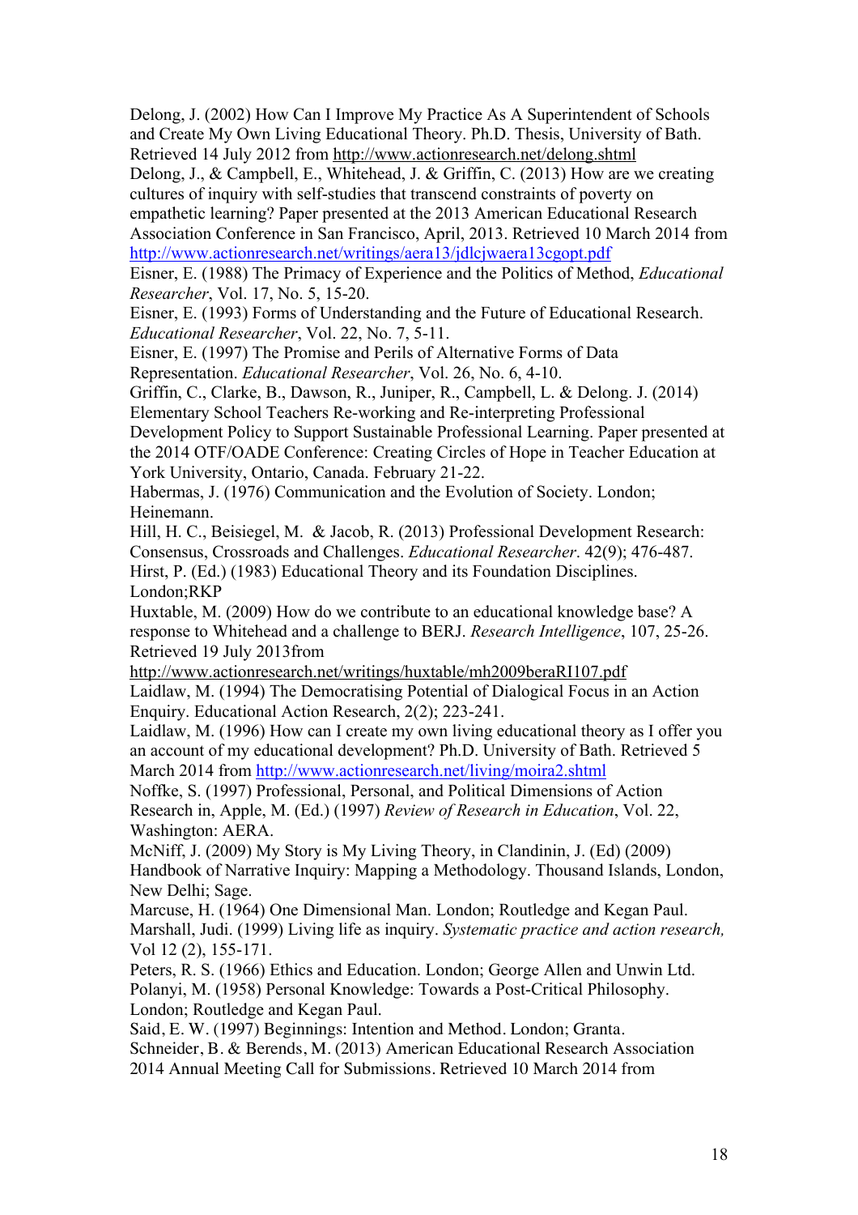Delong, J. (2002) How Can I Improve My Practice As A Superintendent of Schools and Create My Own Living Educational Theory. Ph.D. Thesis, University of Bath. Retrieved 14 July 2012 from http://www.actionresearch.net/delong.shtml

Delong, J., & Campbell, E., Whitehead, J. & Griffin, C. (2013) How are we creating cultures of inquiry with self-studies that transcend constraints of poverty on empathetic learning? Paper presented at the 2013 American Educational Research Association Conference in San Francisco, April, 2013. Retrieved 10 March 2014 from http://www.actionresearch.net/writings/aera13/jdlcjwaera13cgopt.pdf

Eisner, E. (1988) The Primacy of Experience and the Politics of Method, *Educational Researcher*, Vol. 17, No. 5, 15-20.

Eisner, E. (1993) Forms of Understanding and the Future of Educational Research. *Educational Researcher*, Vol. 22, No. 7, 5-11.

Eisner, E. (1997) The Promise and Perils of Alternative Forms of Data Representation. *Educational Researcher*, Vol. 26, No. 6, 4-10.

Griffin, C., Clarke, B., Dawson, R., Juniper, R., Campbell, L. & Delong. J. (2014) Elementary School Teachers Re-working and Re-interpreting Professional Development Policy to Support Sustainable Professional Learning. Paper presented at the 2014 OTF/OADE Conference: Creating Circles of Hope in Teacher Education at York University, Ontario, Canada. February 21-22.

Habermas, J. (1976) Communication and the Evolution of Society. London; Heinemann.

Hill, H. C., Beisiegel, M. & Jacob, R. (2013) Professional Development Research: Consensus, Crossroads and Challenges. *Educational Researcher*. 42(9); 476-487.

Hirst, P. (Ed.) (1983) Educational Theory and its Foundation Disciplines. London;RKP

Huxtable, M. (2009) How do we contribute to an educational knowledge base? A response to Whitehead and a challenge to BERJ. *Research Intelligence*, 107, 25-26. Retrieved 19 July 2013from http://www.actionresearch.net/writings/huxtable/mh2009beraRI107.pdf

Laidlaw, M. (1994) The Democratising Potential of Dialogical Focus in an Action Enquiry. Educational Action Research, 2(2); 223-241.

Laidlaw, M. (1996) How can I create my own living educational theory as I offer you an account of my educational development? Ph.D. University of Bath. Retrieved 5 March 2014 from http://www.actionresearch.net/living/moira2.shtml

Noffke, S. (1997) Professional, Personal, and Political Dimensions of Action Research in, Apple, M. (Ed.) (1997) *Review of Research in Education*, Vol. 22, Washington: AERA.

McNiff, J. (2009) My Story is My Living Theory, in Clandinin, J. (Ed) (2009) Handbook of Narrative Inquiry: Mapping a Methodology. Thousand Islands, London, New Delhi; Sage.

Marcuse, H. (1964) One Dimensional Man. London; Routledge and Kegan Paul.

Marshall, Judi. (1999) Living life as inquiry. *Systematic practice and action research,* Vol 12 (2), 155-171.

Peters, R. S. (1966) Ethics and Education. London; George Allen and Unwin Ltd.

Polanyi, M. (1958) Personal Knowledge: Towards a Post-Critical Philosophy. London; Routledge and Kegan Paul.

Said, E. W. (1997) Beginnings: Intention and Method. London; Granta.

Schneider, B. & Berends, M. (2013) American Educational Research Association 2014 Annual Meeting Call for Submissions. Retrieved 10 March 2014 from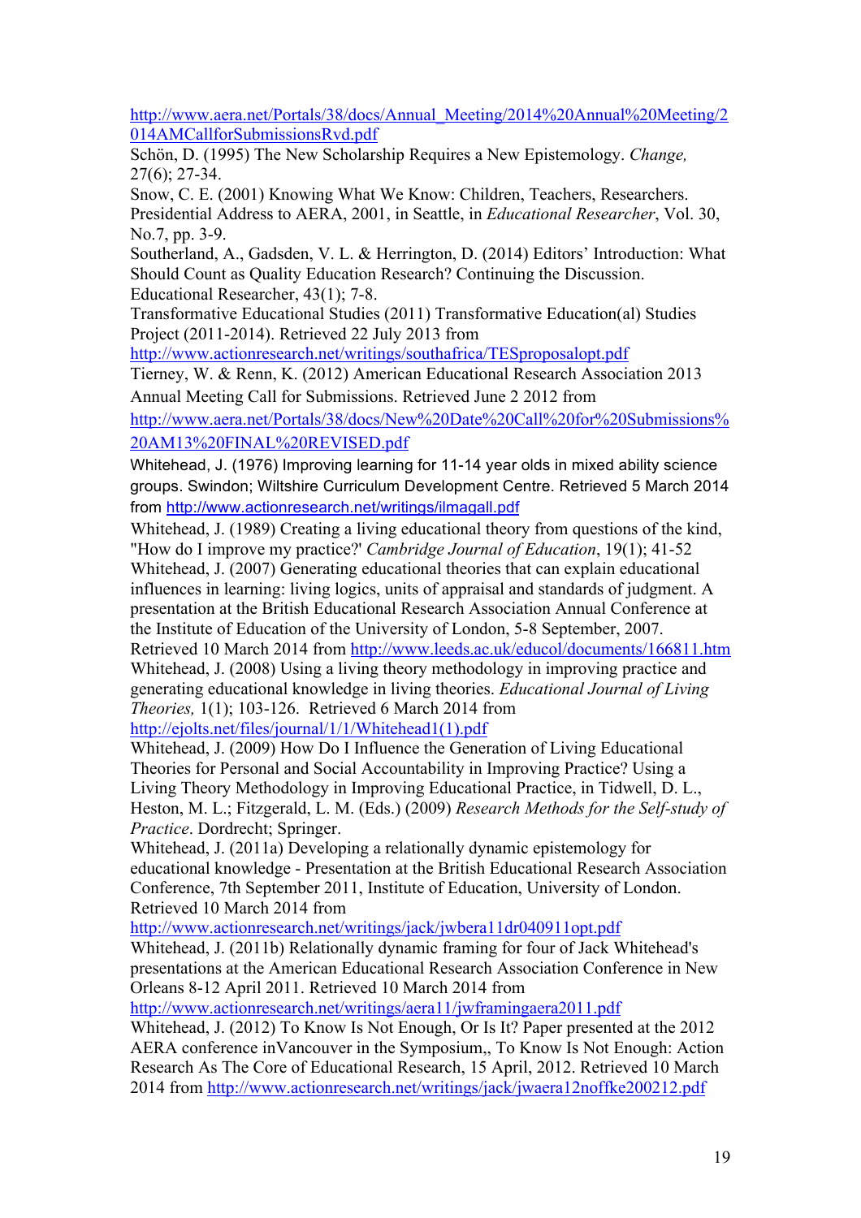http://www.aera.net/Portals/38/docs/Annual_Meeting/2014%20Annual%20Meeting/2014AMCallforSubmissionsRvd.pdf

Schön, D. (1995) The New Scholarship Requires a New Epistemology. *Change,* 27(6); 27-34.

Snow, C. E. (2001) Knowing What We Know: Children, Teachers, Researchers. Presidential Address to AERA, 2001, in Seattle, in *Educational Researcher*, Vol. 30, No.7, pp. 3-9.

Southerland, A., Gadsden, V. L. & Herrington, D. (2014) Editors' Introduction: What Should Count as Quality Education Research? Continuing the Discussion. Educational Researcher, 43(1); 7-8.

Transformative Educational Studies (2011) Transformative Education(al) Studies Project (2011-2014). Retrieved 22 July 2013 from http://www.actionresearch.net/writings/southafrica/TESproposalopt.pdf

Tierney, W. & Renn, K. (2012) American Educational Research Association 2013 Annual Meeting Call for Submissions. Retrieved June 2 2012 from http://www.aera.net/Portals/38/docs/New%20Date%20Call%20for%20Submissions%20AM13%20FINAL%20REVISED.pdf

Whitehead, J. (1976) Improving learning for 11-14 year olds in mixed ability science groups. Swindon; Wiltshire Curriculum Development Centre. Retrieved 5 March 2014 from http://www.actionresearch.net/writings/ilmagall.pdf

Whitehead, J. (1989) Creating a living educational theory from questions of the kind, "How do I improve my practice?' *Cambridge Journal of Education*, 19(1); 41-52

Whitehead, J. (2007) Generating educational theories that can explain educational influences in learning: living logics, units of appraisal and standards of judgment. A presentation at the British Educational Research Association Annual Conference at the Institute of Education of the University of London, 5-8 September, 2007. Retrieved 10 March 2014 from http://www.leeds.ac.uk/educol/documents/166811.htm

Whitehead, J. (2008) Using a living theory methodology in improving practice and generating educational knowledge in living theories. *Educational Journal of Living Theories,* 1(1); 103-126. Retrieved 6 March 2014 from http://ejolts.net/files/journal/1/1/Whitehead1(1).pdf

Whitehead, J. (2009) How Do I Influence the Generation of Living Educational Theories for Personal and Social Accountability in Improving Practice? Using a Living Theory Methodology in Improving Educational Practice, in Tidwell, D. L., Heston, M. L.; Fitzgerald, L. M. (Eds.) (2009) *Research Methods for the Self-study of Practice*. Dordrecht; Springer.

Whitehead, J. (2011a) Developing a relationally dynamic epistemology for educational knowledge - Presentation at the British Educational Research Association Conference, 7th September 2011, Institute of Education, University of London. Retrieved 10 March 2014 from http://www.actionresearch.net/writings/jack/jwbera11dr040911opt.pdf

Whitehead, J. (2011b) Relationally dynamic framing for four of Jack Whitehead's presentations at the American Educational Research Association Conference in New Orleans 8-12 April 2011. Retrieved 10 March 2014 from http://www.actionresearch.net/writings/aera11/jwframingaera2011.pdf

Whitehead, J. (2012) To Know Is Not Enough, Or Is It? Paper presented at the 2012 AERA conference inVancouver in the Symposium,, To Know Is Not Enough: Action Research As The Core of Educational Research, 15 April, 2012. Retrieved 10 March 2014 from http://www.actionresearch.net/writings/jack/jwaera12noffke200212.pdf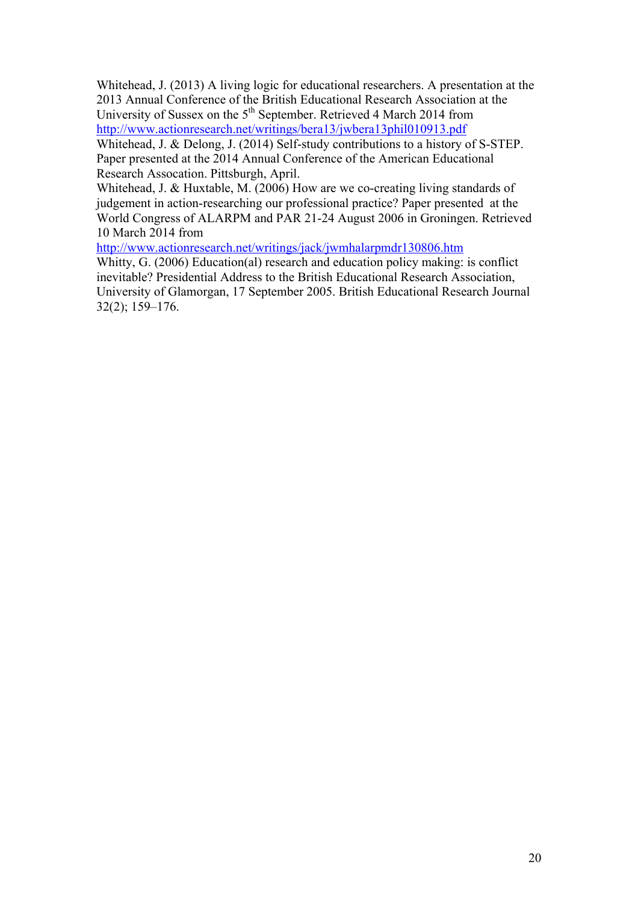Whitehead, J. (2013) A living logic for educational researchers. A presentation at the 2013 Annual Conference of the British Educational Research Association at the University of Sussex on the 5th September. Retrieved 4 March 2014 from http://www.actionresearch.net/writings/bera13/jwbera13phil010913.pdf

Whitehead, J. & Delong, J. (2014) Self-study contributions to a history of S-STEP. Paper presented at the 2014 Annual Conference of the American Educational Research Assocation. Pittsburgh, April.

Whitehead, J. & Huxtable, M. (2006) How are we co-creating living standards of judgement in action-researching our professional practice? Paper presented at the World Congress of ALARPM and PAR 21-24 August 2006 in Groningen. Retrieved 10 March 2014 from http://www.actionresearch.net/writings/jack/jwmhalarpmdr130806.htm

Whitty, G. (2006) Education(al) research and education policy making: is conflict inevitable? Presidential Address to the British Educational Research Association, University of Glamorgan, 17 September 2005. British Educational Research Journal 32(2); 159–176.